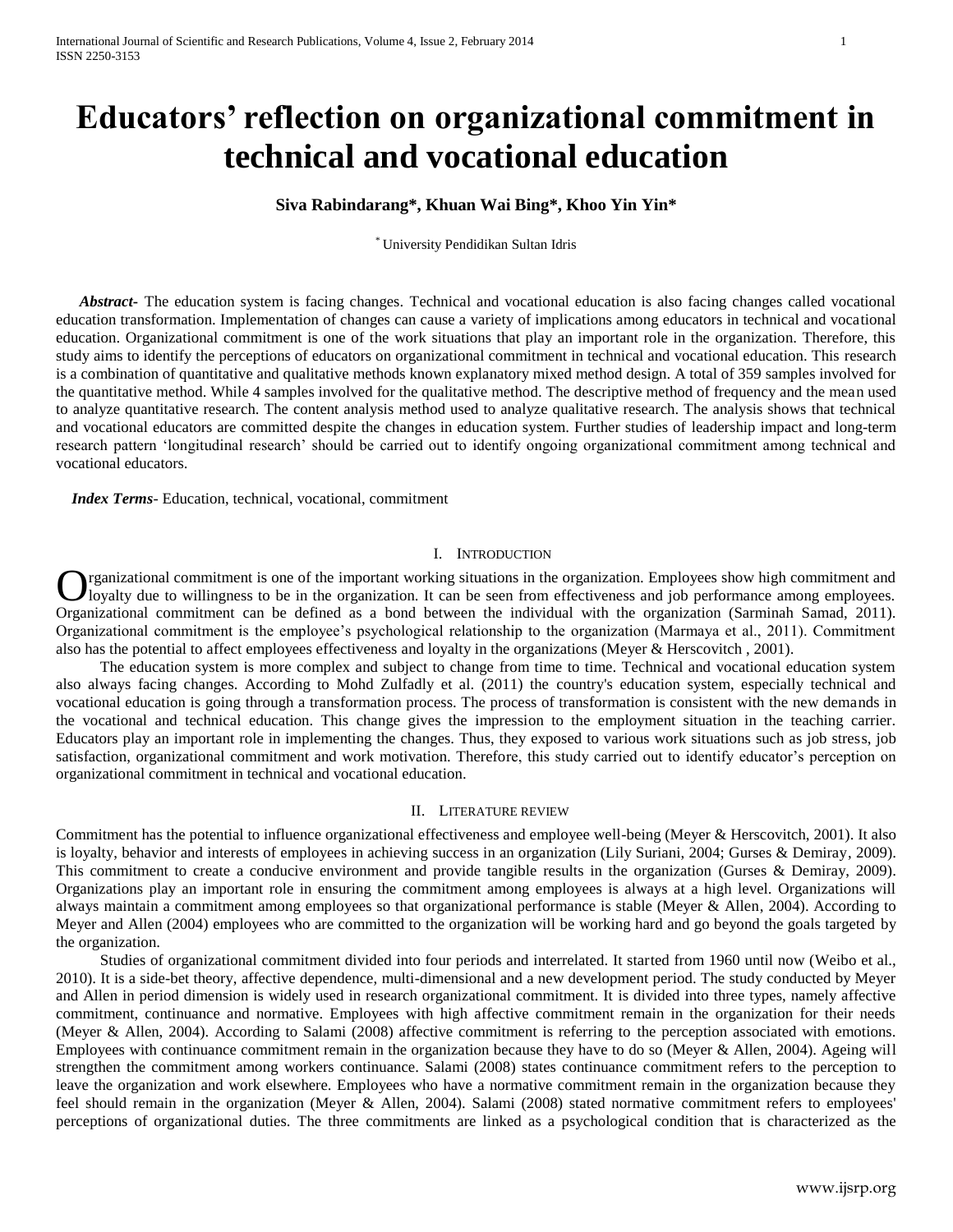# Educators' reflection on organizational commitment in technical and vocational education

**Siva Rabindarang*, Khuan Wai Bing*, Khoo Yin Yin***

* University Pendidikan Sultan Idris

***Abstract***- The education system is facing changes. Technical and vocational education is also facing changes called vocational education transformation. Implementation of changes can cause a variety of implications among educators in technical and vocational education. Organizational commitment is one of the work situations that play an important role in the organization. Therefore, this study aims to identify the perceptions of educators on organizational commitment in technical and vocational education. This research is a combination of quantitative and qualitative methods known explanatory mixed method design. A total of 359 samples involved for the quantitative method. While 4 samples involved for the qualitative method. The descriptive method of frequency and the mean used to analyze quantitative research. The content analysis method used to analyze qualitative research. The analysis shows that technical and vocational educators are committed despite the changes in education system. Further studies of leadership impact and long-term research pattern 'longitudinal research' should be carried out to identify ongoing organizational commitment among technical and vocational educators.

***Index Terms***- Education, technical, vocational, commitment

## I. Introduction

Organizational commitment is one of the important working situations in the organization. Employees show high commitment and loyalty due to willingness to be in the organization. It can be seen from effectiveness and job performance among employees. Organizational commitment can be defined as a bond between the individual with the organization (Sarminah Samad, 2011). Organizational commitment is the employee's psychological relationship to the organization (Marmaya et al., 2011). Commitment also has the potential to affect employees effectiveness and loyalty in the organizations (Meyer & Herscovitch , 2001).

The education system is more complex and subject to change from time to time. Technical and vocational education system also always facing changes. According to Mohd Zulfadly et al. (2011) the country's education system, especially technical and vocational education is going through a transformation process. The process of transformation is consistent with the new demands in the vocational and technical education. This change gives the impression to the employment situation in the teaching carrier. Educators play an important role in implementing the changes. Thus, they exposed to various work situations such as job stress, job satisfaction, organizational commitment and work motivation. Therefore, this study carried out to identify educator's perception on organizational commitment in technical and vocational education.

## II. Literature review

Commitment has the potential to influence organizational effectiveness and employee well-being (Meyer & Herscovitch, 2001). It also is loyalty, behavior and interests of employees in achieving success in an organization (Lily Suriani, 2004; Gurses & Demiray, 2009). This commitment to create a conducive environment and provide tangible results in the organization (Gurses & Demiray, 2009). Organizations play an important role in ensuring the commitment among employees is always at a high level. Organizations will always maintain a commitment among employees so that organizational performance is stable (Meyer & Allen, 2004). According to Meyer and Allen (2004) employees who are committed to the organization will be working hard and go beyond the goals targeted by the organization.

Studies of organizational commitment divided into four periods and interrelated. It started from 1960 until now (Weibo et al., 2010). It is a side-bet theory, affective dependence, multi-dimensional and a new development period. The study conducted by Meyer and Allen in period dimension is widely used in research organizational commitment. It is divided into three types, namely affective commitment, continuance and normative. Employees with high affective commitment remain in the organization for their needs (Meyer & Allen, 2004). According to Salami (2008) affective commitment is referring to the perception associated with emotions. Employees with continuance commitment remain in the organization because they have to do so (Meyer & Allen, 2004). Ageing will strengthen the commitment among workers continuance. Salami (2008) states continuance commitment refers to the perception to leave the organization and work elsewhere. Employees who have a normative commitment remain in the organization because they feel should remain in the organization (Meyer & Allen, 2004). Salami (2008) stated normative commitment refers to employees' perceptions of organizational duties. The three commitments are linked as a psychological condition that is characterized as the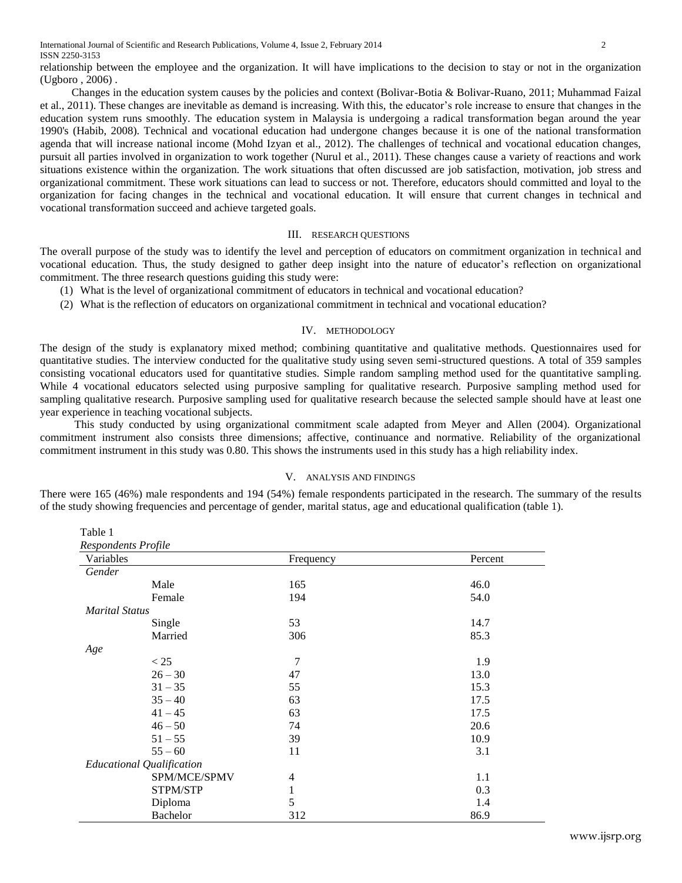relationship between the employee and the organization. It will have implications to the decision to stay or not in the organization (Ugboro , 2006) .

Changes in the education system causes by the policies and context (Bolivar-Botia & Bolivar-Ruano, 2011; Muhammad Faizal et al., 2011). These changes are inevitable as demand is increasing. With this, the educator's role increase to ensure that changes in the education system runs smoothly. The education system in Malaysia is undergoing a radical transformation began around the year 1990's (Habib, 2008). Technical and vocational education had undergone changes because it is one of the national transformation agenda that will increase national income (Mohd Izyan et al., 2012). The challenges of technical and vocational education changes, pursuit all parties involved in organization to work together (Nurul et al., 2011). These changes cause a variety of reactions and work situations existence within the organization. The work situations that often discussed are job satisfaction, motivation, job stress and organizational commitment. These work situations can lead to success or not. Therefore, educators should committed and loyal to the organization for facing changes in the technical and vocational education. It will ensure that current changes in technical and vocational transformation succeed and achieve targeted goals.

## III. Research Questions

The overall purpose of the study was to identify the level and perception of educators on commitment organization in technical and vocational education. Thus, the study designed to gather deep insight into the nature of educator's reflection on organizational commitment. The three research questions guiding this study were:

(1) What is the level of organizational commitment of educators in technical and vocational education?

(2) What is the reflection of educators on organizational commitment in technical and vocational education?

## IV. Methodology

The design of the study is explanatory mixed method; combining quantitative and qualitative methods. Questionnaires used for quantitative studies. The interview conducted for the qualitative study using seven semi-structured questions. A total of 359 samples consisting vocational educators used for quantitative studies. Simple random sampling method used for the quantitative sampling. While 4 vocational educators selected using purposive sampling for qualitative research. Purposive sampling method used for sampling qualitative research. Purposive sampling used for qualitative research because the selected sample should have at least one year experience in teaching vocational subjects.

This study conducted by using organizational commitment scale adapted from Meyer and Allen (2004). Organizational commitment instrument also consists three dimensions; affective, continuance and normative. Reliability of the organizational commitment instrument in this study was 0.80. This shows the instruments used in this study has a high reliability index.

## V. Analysis and Findings

There were 165 (46%) male respondents and 194 (54%) female respondents participated in the research. The summary of the results of the study showing frequencies and percentage of gender, marital status, age and educational qualification (table 1).

Table 1

*Respondents Profile*

| Variables | Frequency | Percent |
|---|---|---|
| *Gender* | | |
| Male | 165 | 46.0 |
| Female | 194 | 54.0 |
| *Marital Status* | | |
| Single | 53 | 14.7 |
| Married | 306 | 85.3 |
| *Age* | | |
| < 25 | 7 | 1.9 |
| 26 – 30 | 47 | 13.0 |
| 31 – 35 | 55 | 15.3 |
| 35 – 40 | 63 | 17.5 |
| 41 – 45 | 63 | 17.5 |
| 46 – 50 | 74 | 20.6 |
| 51 – 55 | 39 | 10.9 |
| 55 – 60 | 11 | 3.1 |
| *Educational Qualification* | | |
| SPM/MCE/SPMV | 4 | 1.1 |
| STPM/STP | 1 | 0.3 |
| Diploma | 5 | 1.4 |
| Bachelor | 312 | 86.9 |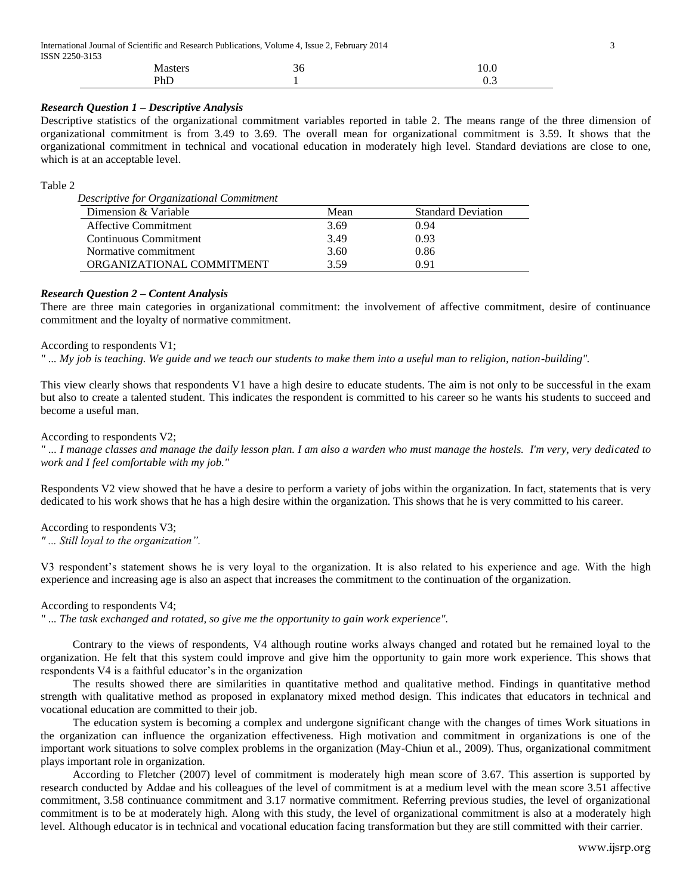| Masters | 36 | 10.0 |
|---|---|---|
| PhD | 1 | 0.3 |

***Research Question 1 – Descriptive Analysis***

Descriptive statistics of the organizational commitment variables reported in table 2. The means range of the three dimension of organizational commitment is from 3.49 to 3.69. The overall mean for organizational commitment is 3.59. It shows that the organizational commitment in technical and vocational education in moderately high level. Standard deviations are close to one, which is at an acceptable level.

Table 2

*Descriptive for Organizational Commitment*

| Dimension & Variable | Mean | Standard Deviation |
|---|---|---|
| Affective Commitment | 3.69 | 0.94 |
| Continuous Commitment | 3.49 | 0.93 |
| Normative commitment | 3.60 | 0.86 |
| ORGANIZATIONAL COMMITMENT | 3.59 | 0.91 |

***Research Question 2 – Content Analysis***

There are three main categories in organizational commitment: the involvement of affective commitment, desire of continuance commitment and the loyalty of normative commitment.

According to respondents V1;

*" ... My job is teaching. We guide and we teach our students to make them into a useful man to religion, nation-building".*

This view clearly shows that respondents V1 have a high desire to educate students. The aim is not only to be successful in the exam but also to create a talented student. This indicates the respondent is committed to his career so he wants his students to succeed and become a useful man.

According to respondents V2;

*" ... I manage classes and manage the daily lesson plan. I am also a warden who must manage the hostels. I'm very, very dedicated to work and I feel comfortable with my job."*

Respondents V2 view showed that he have a desire to perform a variety of jobs within the organization. In fact, statements that is very dedicated to his work shows that he has a high desire within the organization. This shows that he is very committed to his career.

According to respondents V3;

*" ... Still loyal to the organization".*

V3 respondent's statement shows he is very loyal to the organization. It is also related to his experience and age. With the high experience and increasing age is also an aspect that increases the commitment to the continuation of the organization.

According to respondents V4;

*" ... The task exchanged and rotated, so give me the opportunity to gain work experience".*

Contrary to the views of respondents, V4 although routine works always changed and rotated but he remained loyal to the organization. He felt that this system could improve and give him the opportunity to gain more work experience. This shows that respondents V4 is a faithful educator's in the organization

The results showed there are similarities in quantitative method and qualitative method. Findings in quantitative method strength with qualitative method as proposed in explanatory mixed method design. This indicates that educators in technical and vocational education are committed to their job.

The education system is becoming a complex and undergone significant change with the changes of times Work situations in the organization can influence the organization effectiveness. High motivation and commitment in organizations is one of the important work situations to solve complex problems in the organization (May-Chiun et al., 2009). Thus, organizational commitment plays important role in organization.

According to Fletcher (2007) level of commitment is moderately high mean score of 3.67. This assertion is supported by research conducted by Addae and his colleagues of the level of commitment is at a medium level with the mean score 3.51 affective commitment, 3.58 continuance commitment and 3.17 normative commitment. Referring previous studies, the level of organizational commitment is to be at moderately high. Along with this study, the level of organizational commitment is also at a moderately high level. Although educator is in technical and vocational education facing transformation but they are still committed with their carrier.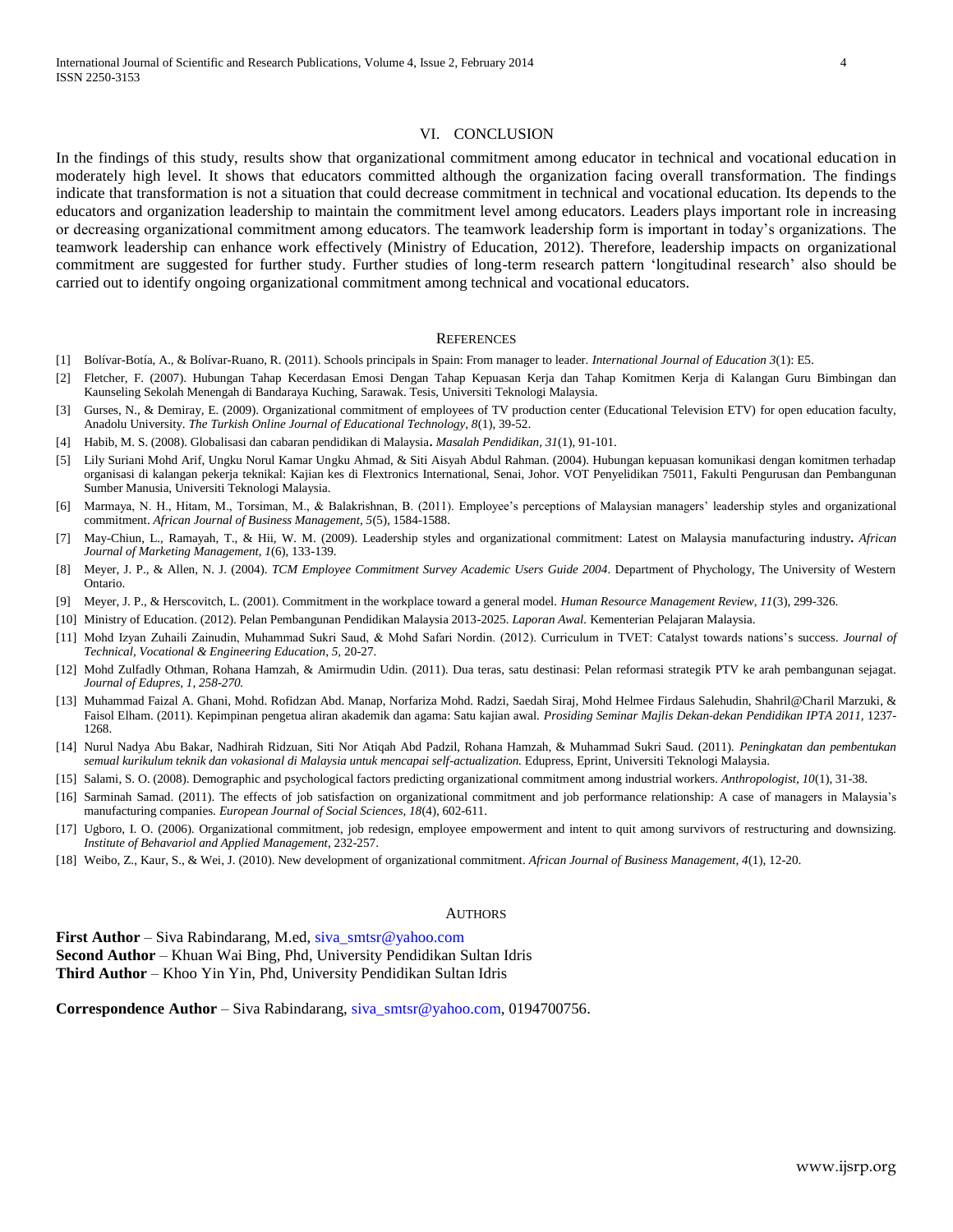## VI. CONCLUSION

In the findings of this study, results show that organizational commitment among educator in technical and vocational education in moderately high level. It shows that educators committed although the organization facing overall transformation. The findings indicate that transformation is not a situation that could decrease commitment in technical and vocational education. Its depends to the educators and organization leadership to maintain the commitment level among educators. Leaders plays important role in increasing or decreasing organizational commitment among educators. The teamwork leadership form is important in today's organizations. The teamwork leadership can enhance work effectively (Ministry of Education, 2012). Therefore, leadership impacts on organizational commitment are suggested for further study. Further studies of long-term research pattern 'longitudinal research' also should be carried out to identify ongoing organizational commitment among technical and vocational educators.

## REFERENCES

[1] Bolívar-Botía, A., & Bolívar-Ruano, R. (2011). Schools principals in Spain: From manager to leader. *International Journal of Education 3*(1): E5.

[2] Fletcher, F. (2007). Hubungan Tahap Kecerdasan Emosi Dengan Tahap Kepuasan Kerja dan Tahap Komitmen Kerja di Kalangan Guru Bimbingan dan Kaunseling Sekolah Menengah di Bandaraya Kuching, Sarawak. Tesis, Universiti Teknologi Malaysia.

[3] Gurses, N., & Demiray, E. (2009). Organizational commitment of employees of TV production center (Educational Television ETV) for open education faculty, Anadolu University. *The Turkish Online Journal of Educational Technology, 8*(1), 39-52.

[4] Habib, M. S. (2008). Globalisasi dan cabaran pendidikan di Malaysia. *Masalah Pendidikan, 31*(1), 91-101.

[5] Lily Suriani Mohd Arif, Ungku Norul Kamar Ungku Ahmad, & Siti Aisyah Abdul Rahman. (2004). Hubungan kepuasan komunikasi dengan komitmen terhadap organisasi di kalangan pekerja teknikal: Kajian kes di Flextronics International, Senai, Johor. VOT Penyelidikan 75011, Fakulti Pengurusan dan Pembangunan Sumber Manusia, Universiti Teknologi Malaysia.

[6] Marmaya, N. H., Hitam, M., Torsiman, M., & Balakrishnan, B. (2011). Employee's perceptions of Malaysian managers' leadership styles and organizational commitment. *African Journal of Business Management, 5*(5), 1584-1588.

[7] May-Chiun, L., Ramayah, T., & Hii, W. M. (2009). Leadership styles and organizational commitment: Latest on Malaysia manufacturing industry. *African Journal of Marketing Management, 1*(6), 133-139.

[8] Meyer, J. P., & Allen, N. J. (2004). *TCM Employee Commitment Survey Academic Users Guide 2004*. Department of Phychology, The University of Western Ontario.

[9] Meyer, J. P., & Herscovitch, L. (2001). Commitment in the workplace toward a general model. *Human Resource Management Review, 11*(3), 299-326.

[10] Ministry of Education. (2012). Pelan Pembangunan Pendidikan Malaysia 2013-2025. *Laporan Awal*. Kementerian Pelajaran Malaysia.

[11] Mohd Izyan Zuhaili Zainudin, Muhammad Sukri Saud, & Mohd Safari Nordin. (2012). Curriculum in TVET: Catalyst towards nations's success. *Journal of Technical, Vocational & Engineering Education, 5*, 20-27.

[12] Mohd Zulfadly Othman, Rohana Hamzah, & Amirmudin Udin. (2011). Dua teras, satu destinasi: Pelan reformasi strategik PTV ke arah pembangunan sejagat. *Journal of Edupres, 1, 258-270.*

[13] Muhammad Faizal A. Ghani, Mohd. Rofidzan Abd. Manap, Norfariza Mohd. Radzi, Saedah Siraj, Mohd Helmee Firdaus Salehudin, Shahril@Charil Marzuki, & Faisol Elham. (2011). Kepimpinan pengetua aliran akademik dan agama: Satu kajian awal. *Prosiding Seminar Majlis Dekan-dekan Pendidikan IPTA 2011*, 1237-1268.

[14] Nurul Nadya Abu Bakar, Nadhirah Ridzuan, Siti Nor Atiqah Abd Padzil, Rohana Hamzah, & Muhammad Sukri Saud. (2011). *Peningkatan dan pembentukan semual kurikulum teknik dan vokasional di Malaysia untuk mencapai self-actualization.* Edupress, Eprint, Universiti Teknologi Malaysia.

[15] Salami, S. O. (2008). Demographic and psychological factors predicting organizational commitment among industrial workers. *Anthropologist, 10*(1), 31-38.

[16] Sarminah Samad. (2011). The effects of job satisfaction on organizational commitment and job performance relationship: A case of managers in Malaysia's manufacturing companies. *European Journal of Social Sciences, 18*(4), 602-611.

[17] Ugboro, I. O. (2006). Organizational commitment, job redesign, employee empowerment and intent to quit among survivors of restructuring and downsizing. *Institute of Behavariol and Applied Management*, 232-257.

[18] Weibo, Z., Kaur, S., & Wei, J. (2010). New development of organizational commitment. *African Journal of Business Management, 4*(1), 12-20.

## AUTHORS

**First Author** – Siva Rabindarang, M.ed, siva_smtsr@yahoo.com
**Second Author** – Khuan Wai Bing, Phd, University Pendidikan Sultan Idris
**Third Author** – Khoo Yin Yin, Phd, University Pendidikan Sultan Idris

**Correspondence Author** – Siva Rabindarang, siva_smtsr@yahoo.com, 0194700756.